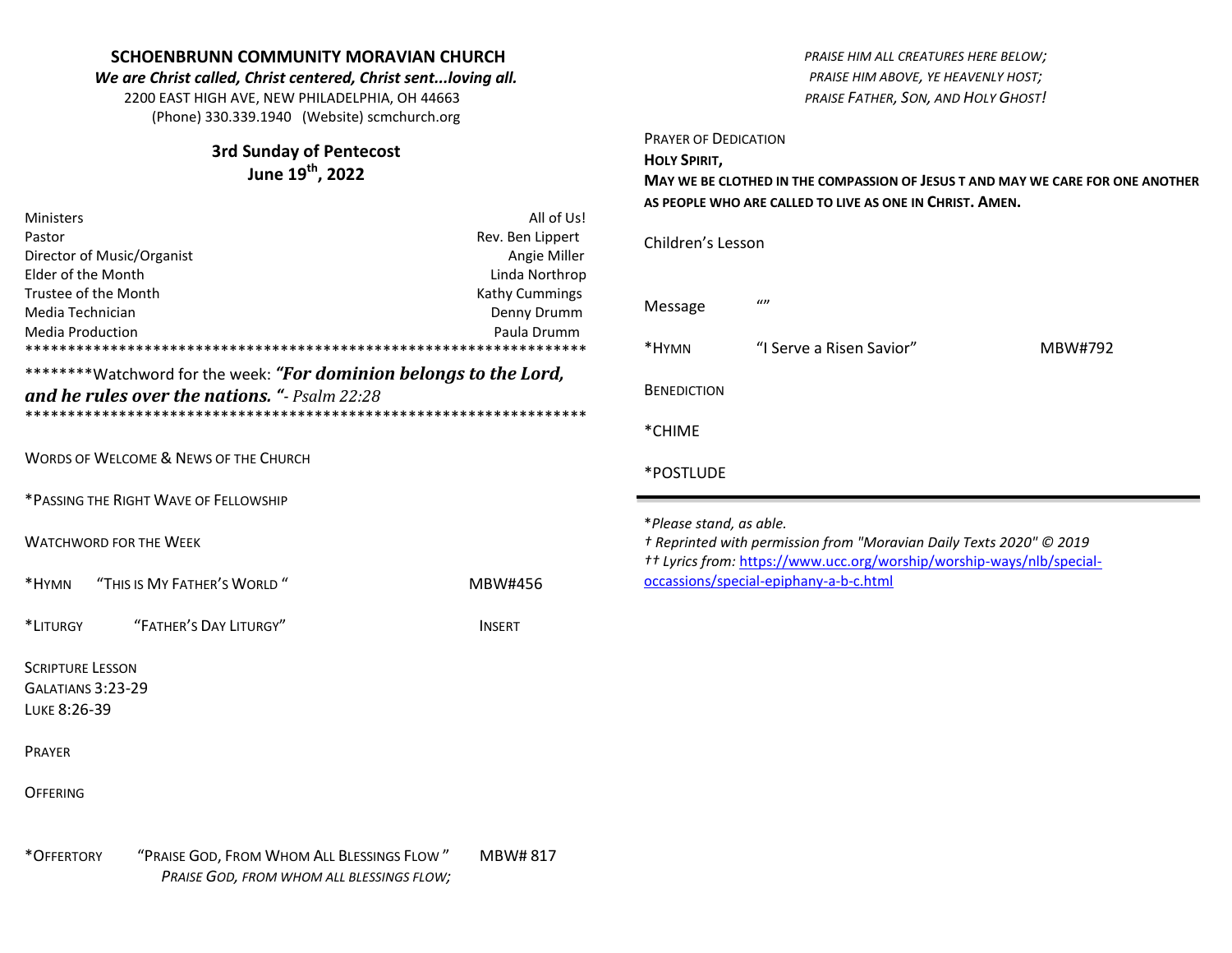**SCHOENBRUNN COMMUNITY MORAVIAN CHURCH**

***We are Christ called, Christ centered, Christ sent...loving all.***

2200 EAST HIGH AVE, NEW PHILADELPHIA, OH 44663

(Phone) 330.339.1940 (Website) scmchurch.org

## 3rd Sunday of Pentecost
## June 19th, 2022

| | |
|---|---|
| Ministers | All of Us! |
| Pastor | Rev. Ben Lippert |
| Director of Music/Organist | Angie Miller |
| Elder of the Month | Linda Northrop |
| Trustee of the Month | Kathy Cummings |
| Media Technician | Denny Drumm |
| Media Production | Paula Drumm |

*******************************************************************

********Watchword for the week: ***"For dominion belongs to the Lord, and he rules over the nations. "*** *- Psalm 22:28*

*******************************************************************

WORDS OF WELCOME & NEWS OF THE CHURCH

*PASSING THE RIGHT WAVE OF FELLOWSHIP

WATCHWORD FOR THE WEEK

*HYMN "THIS IS MY FATHER'S WORLD " MBW#456

*LITURGY "FATHER'S DAY LITURGY" INSERT

SCRIPTURE LESSON

GALATIANS 3:23-29

LUKE 8:26-39

PRAYER

OFFERING

*OFFERTORY "PRAISE GOD, FROM WHOM ALL BLESSINGS FLOW " MBW# 817

*PRAISE GOD, FROM WHOM ALL BLESSINGS FLOW;*
*PRAISE HIM ALL CREATURES HERE BELOW;*
*PRAISE HIM ABOVE, YE HEAVENLY HOST;*
*PRAISE FATHER, SON, AND HOLY GHOST!*

PRAYER OF DEDICATION

**HOLY SPIRIT,**
**MAY WE BE CLOTHED IN THE COMPASSION OF JESUS † AND MAY WE CARE FOR ONE ANOTHER AS PEOPLE WHO ARE CALLED TO LIVE AS ONE IN CHRIST. AMEN.**

Children's Lesson

Message ""

*HYMN "I Serve a Risen Savior" MBW#792

BENEDICTION

*CHIME

*POSTLUDE

---

*\*Please stand, as able.*

*† Reprinted with permission from "Moravian Daily Texts 2020" © 2019*

*†† Lyrics from:* https://www.ucc.org/worship/worship-ways/nlb/special-occassions/special-epiphany-a-b-c.html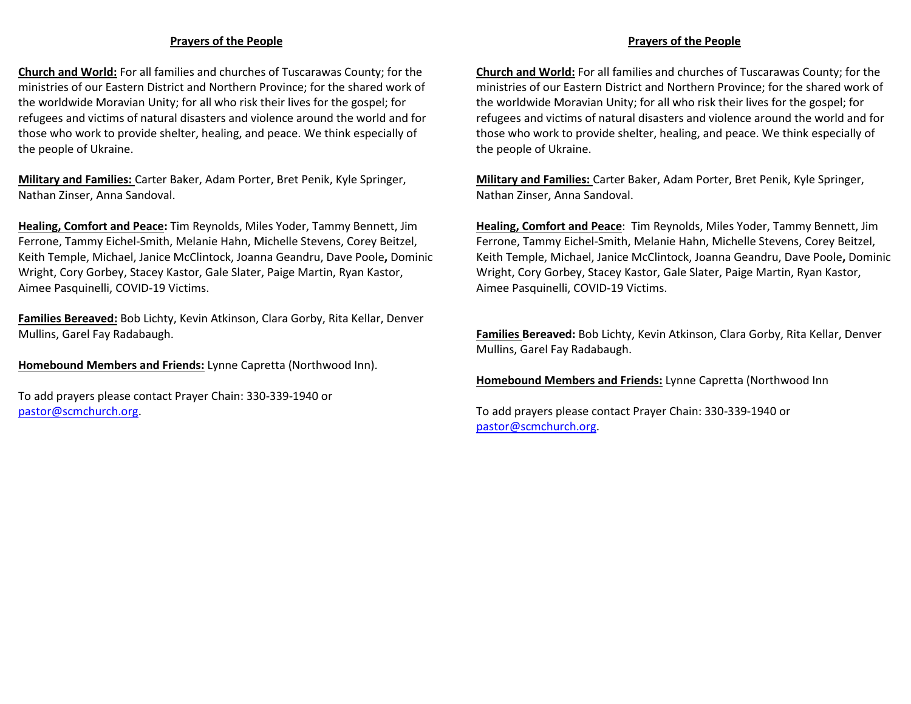## Prayers of the People

**Church and World:** For all families and churches of Tuscarawas County; for the ministries of our Eastern District and Northern Province; for the shared work of the worldwide Moravian Unity; for all who risk their lives for the gospel; for refugees and victims of natural disasters and violence around the world and for those who work to provide shelter, healing, and peace. We think especially of the people of Ukraine.

**Military and Families:** Carter Baker, Adam Porter, Bret Penik, Kyle Springer, Nathan Zinser, Anna Sandoval.

**Healing, Comfort and Peace:** Tim Reynolds, Miles Yoder, Tammy Bennett, Jim Ferrone, Tammy Eichel-Smith, Melanie Hahn, Michelle Stevens, Corey Beitzel, Keith Temple, Michael, Janice McClintock, Joanna Geandru, Dave Poole**,** Dominic Wright, Cory Gorbey, Stacey Kastor, Gale Slater, Paige Martin, Ryan Kastor, Aimee Pasquinelli, COVID-19 Victims.

**Families Bereaved:** Bob Lichty, Kevin Atkinson, Clara Gorby, Rita Kellar, Denver Mullins, Garel Fay Radabaugh.

**Homebound Members and Friends:** Lynne Capretta (Northwood Inn).

To add prayers please contact Prayer Chain: 330-339-1940 or pastor@scmchurch.org.

## Prayers of the People

**Church and World:** For all families and churches of Tuscarawas County; for the ministries of our Eastern District and Northern Province; for the shared work of the worldwide Moravian Unity; for all who risk their lives for the gospel; for refugees and victims of natural disasters and violence around the world and for those who work to provide shelter, healing, and peace. We think especially of the people of Ukraine.

**Military and Families:** Carter Baker, Adam Porter, Bret Penik, Kyle Springer, Nathan Zinser, Anna Sandoval.

**Healing, Comfort and Peace**: Tim Reynolds, Miles Yoder, Tammy Bennett, Jim Ferrone, Tammy Eichel-Smith, Melanie Hahn, Michelle Stevens, Corey Beitzel, Keith Temple, Michael, Janice McClintock, Joanna Geandru, Dave Poole**,** Dominic Wright, Cory Gorbey, Stacey Kastor, Gale Slater, Paige Martin, Ryan Kastor, Aimee Pasquinelli, COVID-19 Victims.

**Families Bereaved:** Bob Lichty, Kevin Atkinson, Clara Gorby, Rita Kellar, Denver Mullins, Garel Fay Radabaugh.

**Homebound Members and Friends:** Lynne Capretta (Northwood Inn

To add prayers please contact Prayer Chain: 330-339-1940 or pastor@scmchurch.org.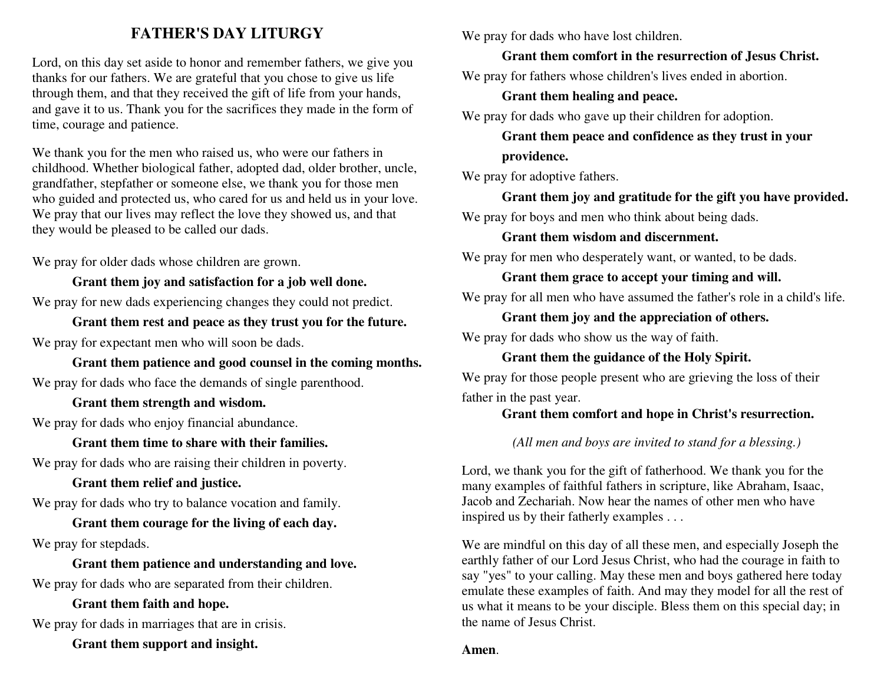# FATHER'S DAY LITURGY

Lord, on this day set aside to honor and remember fathers, we give you thanks for our fathers. We are grateful that you chose to give us life through them, and that they received the gift of life from your hands, and gave it to us. Thank you for the sacrifices they made in the form of time, courage and patience.

We thank you for the men who raised us, who were our fathers in childhood. Whether biological father, adopted dad, older brother, uncle, grandfather, stepfather or someone else, we thank you for those men who guided and protected us, who cared for us and held us in your love. We pray that our lives may reflect the love they showed us, and that they would be pleased to be called our dads.

We pray for older dads whose children are grown.

**Grant them joy and satisfaction for a job well done.**

We pray for new dads experiencing changes they could not predict.

**Grant them rest and peace as they trust you for the future.**

We pray for expectant men who will soon be dads.

**Grant them patience and good counsel in the coming months.**

We pray for dads who face the demands of single parenthood.

**Grant them strength and wisdom.**

We pray for dads who enjoy financial abundance.

**Grant them time to share with their families.**

We pray for dads who are raising their children in poverty.

**Grant them relief and justice.**

We pray for dads who try to balance vocation and family.

**Grant them courage for the living of each day.**

We pray for stepdads.

**Grant them patience and understanding and love.**

We pray for dads who are separated from their children.

**Grant them faith and hope.**

We pray for dads in marriages that are in crisis.

**Grant them support and insight.**

We pray for dads who have lost children.

**Grant them comfort in the resurrection of Jesus Christ.**

We pray for fathers whose children's lives ended in abortion.

**Grant them healing and peace.**

We pray for dads who gave up their children for adoption.

**Grant them peace and confidence as they trust in your providence.**

We pray for adoptive fathers.

**Grant them joy and gratitude for the gift you have provided.**

We pray for boys and men who think about being dads.

**Grant them wisdom and discernment.**

We pray for men who desperately want, or wanted, to be dads.

**Grant them grace to accept your timing and will.**

We pray for all men who have assumed the father's role in a child's life.

**Grant them joy and the appreciation of others.**

We pray for dads who show us the way of faith.

**Grant them the guidance of the Holy Spirit.**

We pray for those people present who are grieving the loss of their father in the past year.

**Grant them comfort and hope in Christ's resurrection.**

*(All men and boys are invited to stand for a blessing.)*

Lord, we thank you for the gift of fatherhood. We thank you for the many examples of faithful fathers in scripture, like Abraham, Isaac, Jacob and Zechariah. Now hear the names of other men who have inspired us by their fatherly examples . . .

We are mindful on this day of all these men, and especially Joseph the earthly father of our Lord Jesus Christ, who had the courage in faith to say "yes" to your calling. May these men and boys gathered here today emulate these examples of faith. And may they model for all the rest of us what it means to be your disciple. Bless them on this special day; in the name of Jesus Christ.

**Amen**.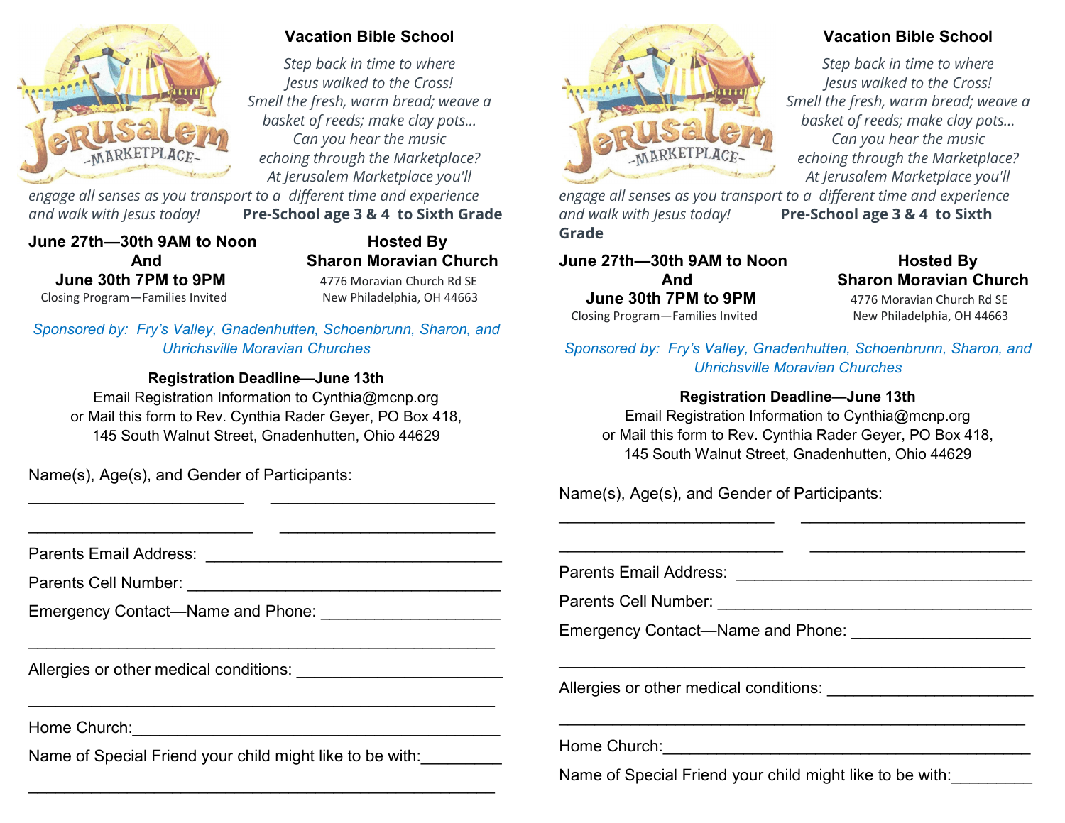## Vacation Bible School

*Step back in time to where Jesus walked to the Cross! Smell the fresh, warm bread; weave a basket of reeds; make clay pots… Can you hear the music echoing through the Marketplace? At Jerusalem Marketplace you'll engage all senses as you transport to a different time and experience and walk with Jesus today!* **Pre-School age 3 & 4 to Sixth Grade**

**June 27th—30th 9AM to Noon**
**And**
**June 30th 7PM to 9PM**
Closing Program—Families Invited

**Hosted By**
**Sharon Moravian Church**
4776 Moravian Church Rd SE
New Philadelphia, OH 44663

*Sponsored by: Fry's Valley, Gnadenhutten, Schoenbrunn, Sharon, and Uhrichsville Moravian Churches*

**Registration Deadline—June 13th**
Email Registration Information to Cynthia@mcnp.org
or Mail this form to Rev. Cynthia Rader Geyer, PO Box 418,
145 South Walnut Street, Gnadenhutten, Ohio 44629

Name(s), Age(s), and Gender of Participants:

________________________ ________________________

________________________ ________________________

Parents Email Address: ________________________________

Parents Cell Number: __________________________________

Emergency Contact—Name and Phone: ___________________

______________________________________________________

Allergies or other medical conditions: ______________________

______________________________________________________

Home Church:_________________________________________

Name of Special Friend your child might like to be with:_________

______________________________________________________

## Vacation Bible School

*Step back in time to where Jesus walked to the Cross! Smell the fresh, warm bread; weave a basket of reeds; make clay pots… Can you hear the music echoing through the Marketplace? At Jerusalem Marketplace you'll engage all senses as you transport to a different time and experience and walk with Jesus today!* **Pre-School age 3 & 4 to Sixth Grade**

**June 27th—30th 9AM to Noon**
**And**
**June 30th 7PM to 9PM**
Closing Program—Families Invited

**Hosted By**
**Sharon Moravian Church**
4776 Moravian Church Rd SE
New Philadelphia, OH 44663

*Sponsored by: Fry's Valley, Gnadenhutten, Schoenbrunn, Sharon, and Uhrichsville Moravian Churches*

**Registration Deadline—June 13th**
Email Registration Information to Cynthia@mcnp.org
or Mail this form to Rev. Cynthia Rader Geyer, PO Box 418,
145 South Walnut Street, Gnadenhutten, Ohio 44629

Name(s), Age(s), and Gender of Participants:

________________________ ________________________

________________________ ________________________

Parents Email Address: ________________________________

Parents Cell Number: __________________________________

Emergency Contact—Name and Phone: ___________________

______________________________________________________

Allergies or other medical conditions: ______________________

______________________________________________________

Home Church:_________________________________________

Name of Special Friend your child might like to be with:_________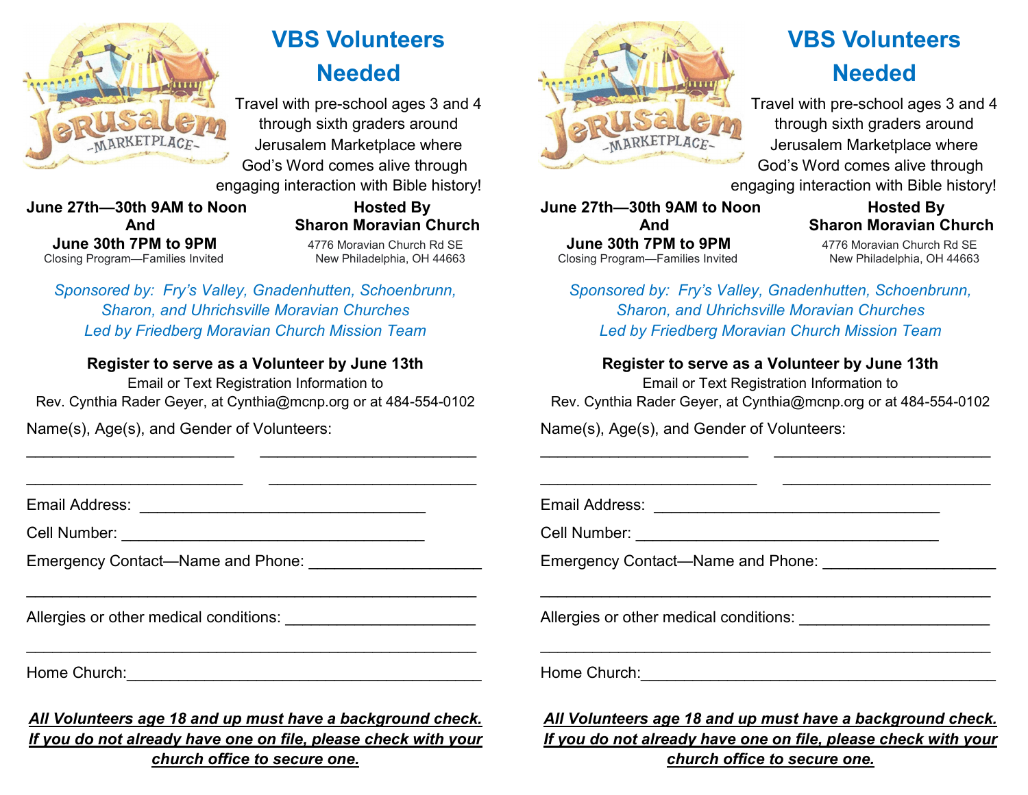# VBS Volunteers Needed

Travel with pre-school ages 3 and 4 through sixth graders around Jerusalem Marketplace where God's Word comes alive through engaging interaction with Bible history!

**June 27th—30th 9AM to Noon**
**And**
**June 30th 7PM to 9PM**
Closing Program—Families Invited

**Hosted By**
**Sharon Moravian Church**
4776 Moravian Church Rd SE
New Philadelphia, OH 44663

*Sponsored by: Fry's Valley, Gnadenhutten, Schoenbrunn, Sharon, and Uhrichsville Moravian Churches*
*Led by Friedberg Moravian Church Mission Team*

**Register to serve as a Volunteer by June 13th**
Email or Text Registration Information to
Rev. Cynthia Rader Geyer, at Cynthia@mcnp.org or at 484-554-0102

Name(s), Age(s), and Gender of Volunteers:

________________________ ________________________

________________________ ________________________

Email Address: ________________________________

Cell Number: __________________________________

Emergency Contact—Name and Phone: ____________________

__________________________________________________

Allergies or other medical conditions: ______________________

__________________________________________________

Home Church:_________________________________________

***<u>All Volunteers age 18 and up must have a background check. If you do not already have one on file, please check with your church office to secure one.</u>***

---

# VBS Volunteers Needed

Travel with pre-school ages 3 and 4 through sixth graders around Jerusalem Marketplace where God's Word comes alive through engaging interaction with Bible history!

**June 27th—30th 9AM to Noon**
**And**
**June 30th 7PM to 9PM**
Closing Program—Families Invited

**Hosted By**
**Sharon Moravian Church**
4776 Moravian Church Rd SE
New Philadelphia, OH 44663

*Sponsored by: Fry's Valley, Gnadenhutten, Schoenbrunn, Sharon, and Uhrichsville Moravian Churches*
*Led by Friedberg Moravian Church Mission Team*

**Register to serve as a Volunteer by June 13th**
Email or Text Registration Information to
Rev. Cynthia Rader Geyer, at Cynthia@mcnp.org or at 484-554-0102

Name(s), Age(s), and Gender of Volunteers:

________________________ ________________________

________________________ ________________________

Email Address: ________________________________

Cell Number: __________________________________

Emergency Contact—Name and Phone: ____________________

__________________________________________________

Allergies or other medical conditions: ______________________

__________________________________________________

Home Church:_________________________________________

***<u>All Volunteers age 18 and up must have a background check. If you do not already have one on file, please check with your church office to secure one.</u>***